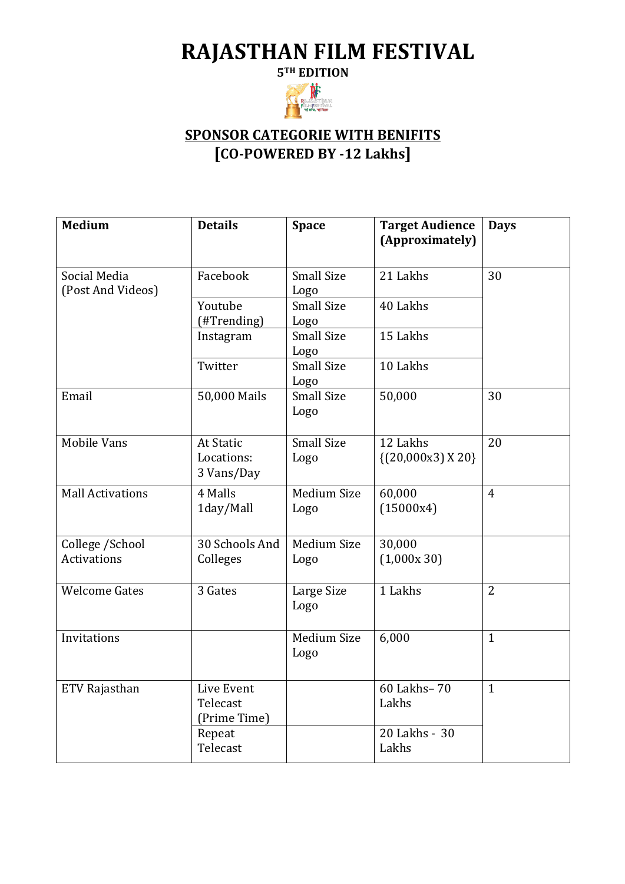# RAJASTHAN FILM FESTIVAL

**5TH EDITION**

## SPONSOR CATEGORIE WITH BENIFITS

## [CO-POWERED BY -12 Lakhs]

| Medium | Details | Space | Target Audience (Approximately) | Days |
|---|---|---|---|---|
| Social Media (Post And Videos) | Facebook | Small Size Logo | 21 Lakhs | 30 |
| | Youtube (#Trending) | Small Size Logo | 40 Lakhs | |
| | Instagram | Small Size Logo | 15 Lakhs | |
| | Twitter | Small Size Logo | 10 Lakhs | |
| Email | 50,000 Mails | Small Size Logo | 50,000 | 30 |
| Mobile Vans | At Static Locations: 3 Vans/Day | Small Size Logo | 12 Lakhs {(20,000x3) X 20} | 20 |
| Mall Activations | 4 Malls 1day/Mall | Medium Size Logo | 60,000 (15000x4) | 4 |
| College /School Activations | 30 Schools And Colleges | Medium Size Logo | 30,000 (1,000x 30) | |
| Welcome Gates | 3 Gates | Large Size Logo | 1 Lakhs | 2 |
| Invitations | | Medium Size Logo | 6,000 | 1 |
| ETV Rajasthan | Live Event Telecast (Prime Time) | | 60 Lakhs– 70 Lakhs | 1 |
| | Repeat Telecast | | 20 Lakhs - 30 Lakhs | |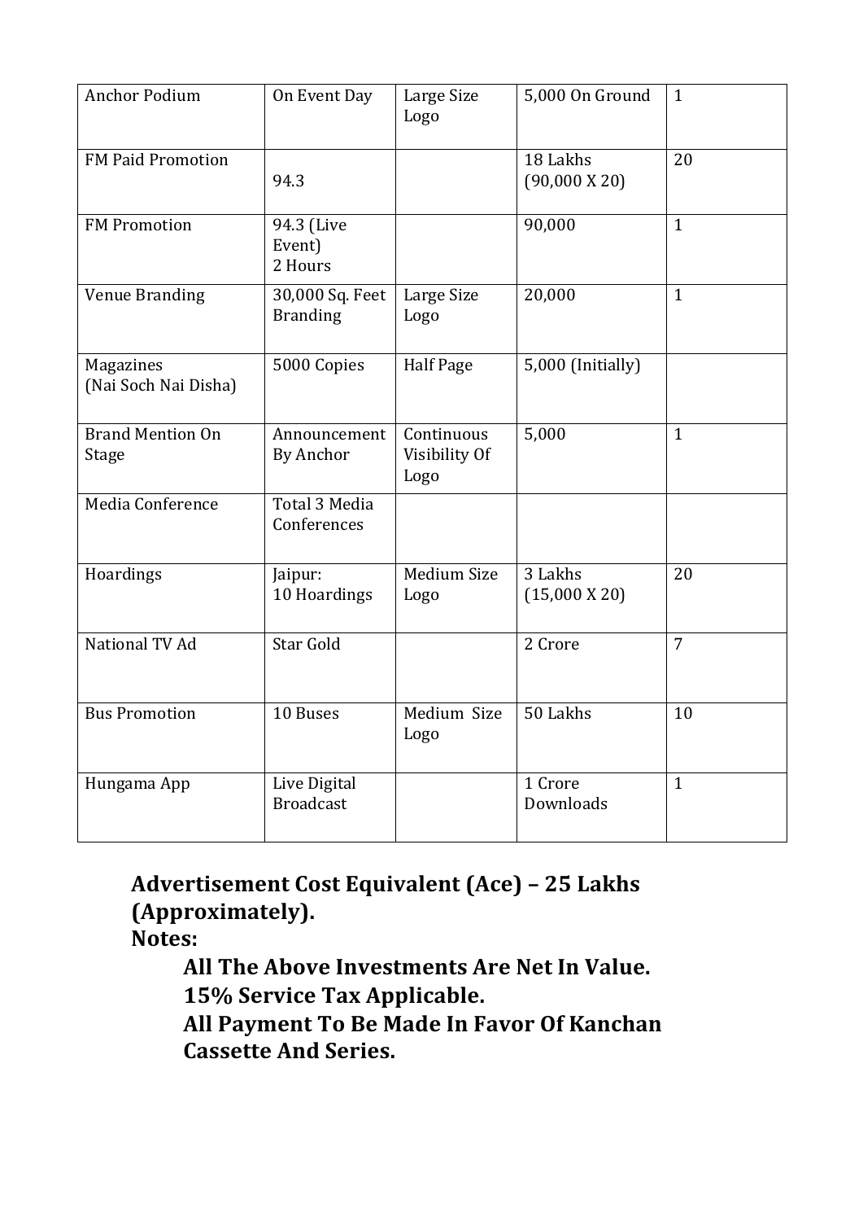| | | | | |
|---|---|---|---|---|
| Anchor Podium | On Event Day | Large Size Logo | 5,000 On Ground | 1 |
| FM Paid Promotion | 94.3 | | 18 Lakhs (90,000 X 20) | 20 |
| FM Promotion | 94.3 (Live Event) 2 Hours | | 90,000 | 1 |
| Venue Branding | 30,000 Sq. Feet Branding | Large Size Logo | 20,000 | 1 |
| Magazines (Nai Soch Nai Disha) | 5000 Copies | Half Page | 5,000 (Initially) | |
| Brand Mention On Stage | Announcement By Anchor | Continuous Visibility Of Logo | 5,000 | 1 |
| Media Conference | Total 3 Media Conferences | | | |
| Hoardings | Jaipur: 10 Hoardings | Medium Size Logo | 3 Lakhs (15,000 X 20) | 20 |
| National TV Ad | Star Gold | | 2 Crore | 7 |
| Bus Promotion | 10 Buses | Medium Size Logo | 50 Lakhs | 10 |
| Hungama App | Live Digital Broadcast | | 1 Crore Downloads | 1 |

**Advertisement Cost Equivalent (Ace) – 25 Lakhs (Approximately).**

**Notes:**

**All The Above Investments Are Net In Value.**

**15% Service Tax Applicable.**

**All Payment To Be Made In Favor Of Kanchan Cassette And Series.**